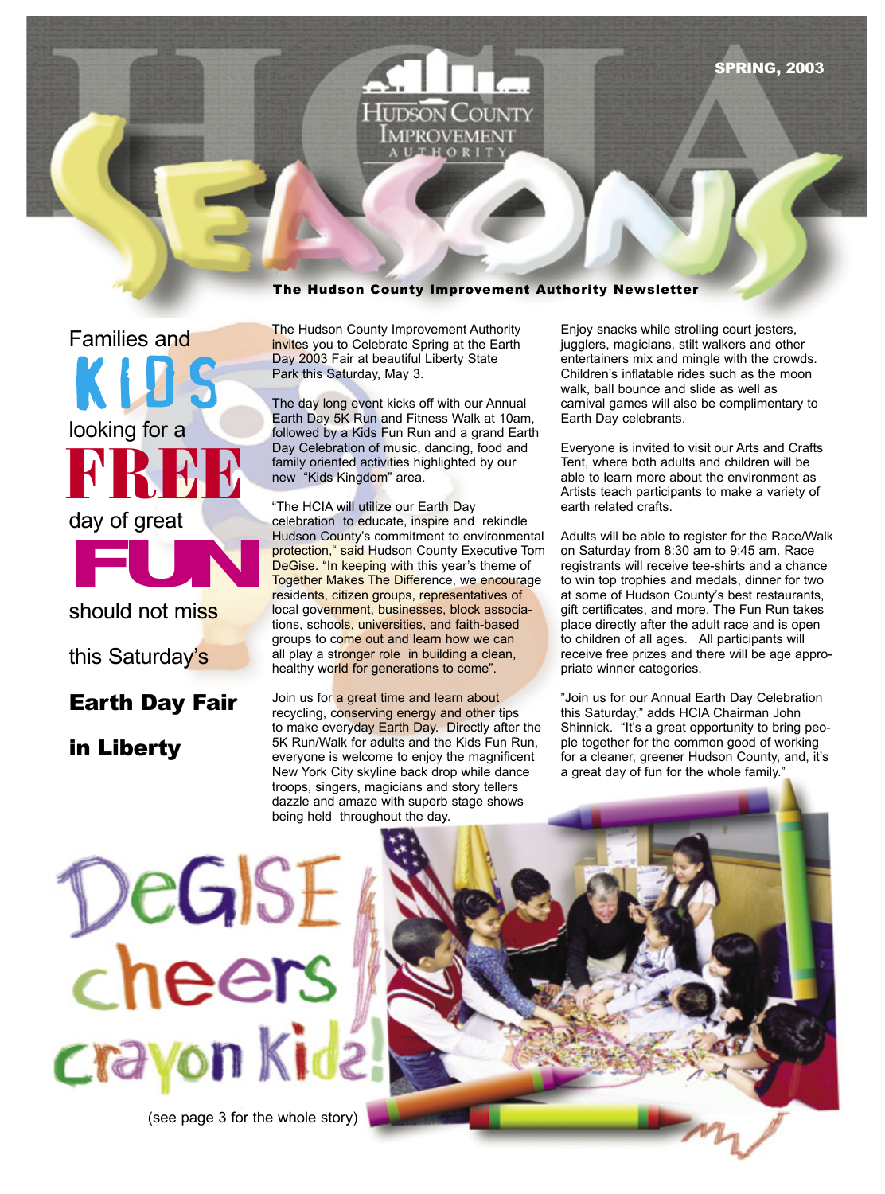# SEASONS

Hudson County Improvement Authority

SPRING, 2003

**The Hudson County Improvement Authority Newsletter**

## Families and KIDS looking for a FREE day of great FUN should not miss this Saturday's **Earth Day Fair in Liberty**

The Hudson County Improvement Authority invites you to Celebrate Spring at the Earth Day 2003 Fair at beautiful Liberty State Park this Saturday, May 3.

The day long event kicks off with our Annual Earth Day 5K Run and Fitness Walk at 10am, followed by a Kids Fun Run and a grand Earth Day Celebration of music, dancing, food and family oriented activities highlighted by our new "Kids Kingdom" area.

"The HCIA will utilize our Earth Day celebration to educate, inspire and rekindle Hudson County's commitment to environmental protection," said Hudson County Executive Tom DeGise. "In keeping with this year's theme of Together Makes The Difference, we encourage residents, citizen groups, representatives of local government, businesses, block associations, schools, universities, and faith-based groups to come out and learn how we can all play a stronger role in building a clean, healthy world for generations to come".

Join us for a great time and learn about recycling, conserving energy and other tips to make everyday Earth Day. Directly after the 5K Run/Walk for adults and the Kids Fun Run, everyone is welcome to enjoy the magnificent New York City skyline back drop while dance troops, singers, magicians and story tellers dazzle and amaze with superb stage shows being held throughout the day.

Enjoy snacks while strolling court jesters, jugglers, magicians, stilt walkers and other entertainers mix and mingle with the crowds. Children's inflatable rides such as the moon walk, ball bounce and slide as well as carnival games will also be complimentary to Earth Day celebrants.

Everyone is invited to visit our Arts and Crafts Tent, where both adults and children will be able to learn more about the environment as Artists teach participants to make a variety of earth related crafts.

Adults will be able to register for the Race/Walk on Saturday from 8:30 am to 9:45 am. Race registrants will receive tee-shirts and a chance to win top trophies and medals, dinner for two at some of Hudson County's best restaurants, gift certificates, and more. The Fun Run takes place directly after the adult race and is open to children of all ages. All participants will receive free prizes and there will be age appropriate winner categories.

"Join us for our Annual Earth Day Celebration this Saturday," adds HCIA Chairman John Shinnick. "It's a great opportunity to bring people together for the common good of working for a cleaner, greener Hudson County, and, it's a great day of fun for the whole family."

## DeGISE cheers crayon Kidz!

(see page 3 for the whole story)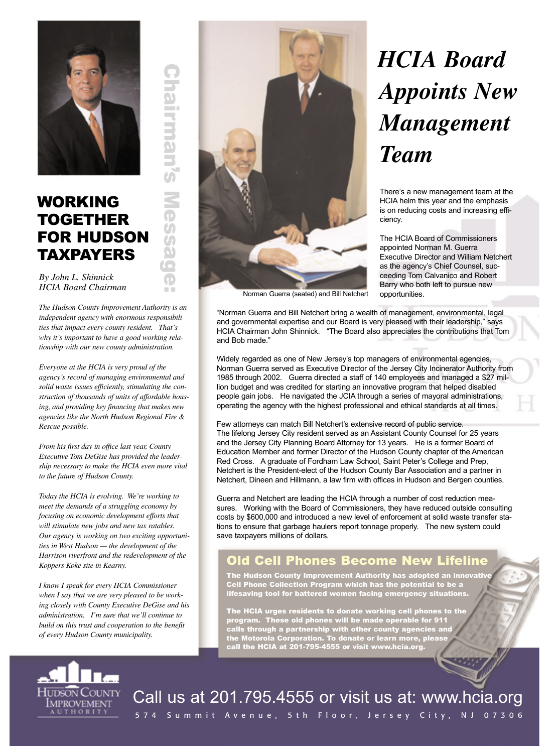## Chairman's Message:

# WORKING TOGETHER FOR HUDSON TAXPAYERS

*By John L. Shinnick*
*HCIA Board Chairman*

*The Hudson County Improvement Authority is an independent agency with enormous responsibilities that impact every county resident. That's why it's important to have a good working relationship with our new county administration.*

*Everyone at the HCIA is very proud of the agency's record of managing environmental and solid waste issues efficiently, stimulating the construction of thousands of units of affordable housing, and providing key financing that makes new agencies like the North Hudson Regional Fire & Rescue possible.*

*From his first day in office last year, County Executive Tom DeGise has provided the leadership necessary to make the HCIA even more vital to the future of Hudson County.*

*Today the HCIA is evolving. We're working to meet the demands of a struggling economy by focusing on economic development efforts that will stimulate new jobs and new tax ratables. Our agency is working on two exciting opportunities in West Hudson — the development of the Harrison riverfront and the redevelopment of the Koppers Koke site in Kearny.*

*I know I speak for every HCIA Commissioner when I say that we are very pleased to be working closely with County Executive DeGise and his administration. I'm sure that we'll continue to build on this trust and cooperation to the benefit of every Hudson County municipality.*

# *HCIA Board Appoints New Management Team*

Norman Guerra (seated) and Bill Netchert

There's a new management team at the HCIA helm this year and the emphasis is on reducing costs and increasing efficiency.

The HCIA Board of Commissioners appointed Norman M. Guerra Executive Director and William Netchert as the agency's Chief Counsel, succeeding Tom Calvanico and Robert Barry who both left to pursue new opportunities.

"Norman Guerra and Bill Netchert bring a wealth of management, environmental, legal and governmental expertise and our Board is very pleased with their leadership," says HCIA Chairman John Shinnick. "The Board also appreciates the contributions that Tom and Bob made."

Widely regarded as one of New Jersey's top managers of environmental agencies, Norman Guerra served as Executive Director of the Jersey City Incinerator Authority from 1985 through 2002. Guerra directed a staff of 140 employees and managed a $27 million budget and was credited for starting an innovative program that helped disabled people gain jobs. He navigated the JCIA through a series of mayoral administrations, operating the agency with the highest professional and ethical standards at all times.

Few attorneys can match Bill Netchert's extensive record of public service. The lifelong Jersey City resident served as an Assistant County Counsel for 25 years and the Jersey City Planning Board Attorney for 13 years. He is a former Board of Education Member and former Director of the Hudson County chapter of the American Red Cross. A graduate of Fordham Law School, Saint Peter's College and Prep, Netchert is the President-elect of the Hudson County Bar Association and a partner in Netchert, Dineen and Hillmann, a law firm with offices in Hudson and Bergen counties.

Guerra and Netchert are leading the HCIA through a number of cost reduction measures. Working with the Board of Commissioners, they have reduced outside consulting costs by $600,000 and introduced a new level of enforcement at solid waste transfer stations to ensure that garbage haulers report tonnage properly. The new system could save taxpayers millions of dollars.

## Old Cell Phones Become New Lifeline

**The Hudson County Improvement Authority has adopted an innovative Cell Phone Collection Program which has the potential to be a lifesaving tool for battered women facing emergency situations.**

**The HCIA urges residents to donate working cell phones to the program. These old phones will be made operable for 911 calls through a partnership with other county agencies and the Motorola Corporation. To donate or learn more, please call the HCIA at 201-795-4555 or visit www.hcia.org.**

Hudson County Improvement Authority

Call us at 201.795.4555 or visit us at: www.hcia.org

574 Summit Avenue, 5th Floor, Jersey City, NJ 07306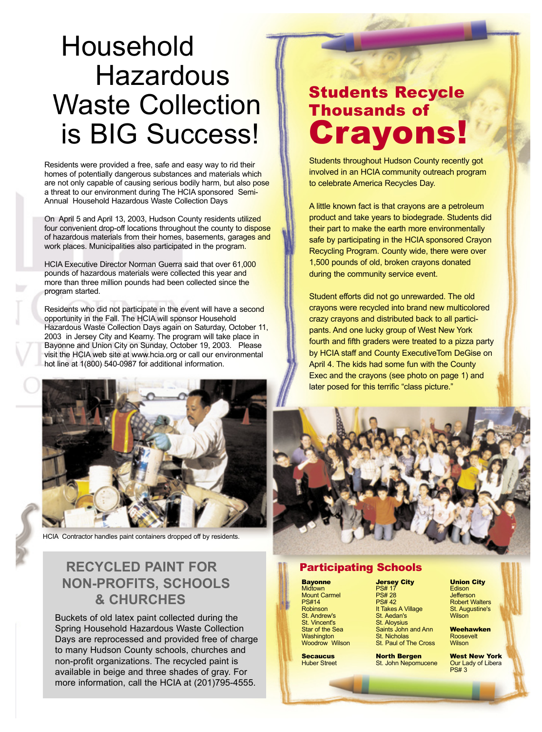# Household Hazardous Waste Collection is BIG Success!

Residents were provided a free, safe and easy way to rid their homes of potentially dangerous substances and materials which are not only capable of causing serious bodily harm, but also pose a threat to our environment during The HCIA sponsored Semi-Annual Household Hazardous Waste Collection Days

On April 5 and April 13, 2003, Hudson County residents utilized four convenient drop-off locations throughout the county to dispose of hazardous materials from their homes, basements, garages and work places. Municipalities also participated in the program.

HCIA Executive Director Norman Guerra said that over 61,000 pounds of hazardous materials were collected this year and more than three million pounds had been collected since the program started.

Residents who did not participate in the event will have a second opportunity in the Fall. The HCIA will sponsor Household Hazardous Waste Collection Days again on Saturday, October 11, 2003 in Jersey City and Kearny. The program will take place in Bayonne and Union City on Sunday, October 19, 2003. Please visit the HCIA web site at www.hcia.org or call our environmental hot line at 1(800) 540-0987 for additional information.

HCIA Contractor handles paint containers dropped off by residents.

## RECYCLED PAINT FOR NON-PROFITS, SCHOOLS & CHURCHES

Buckets of old latex paint collected during the Spring Household Hazardous Waste Collection Days are reprocessed and provided free of charge to many Hudson County schools, churches and non-profit organizations. The recycled paint is available in beige and three shades of gray. For more information, call the HCIA at (201)795-4555.

# Students Recycle Thousands of Crayons!

Students throughout Hudson County recently got involved in an HCIA community outreach program to celebrate America Recycles Day.

A little known fact is that crayons are a petroleum product and take years to biodegrade. Students did their part to make the earth more environmentally safe by participating in the HCIA sponsored Crayon Recycling Program. County wide, there were over 1,500 pounds of old, broken crayons donated during the community service event.

Student efforts did not go unrewarded. The old crayons were recycled into brand new multicolored crazy crayons and distributed back to all participants. And one lucky group of West New York fourth and fifth graders were treated to a pizza party by HCIA staff and County ExecutiveTom DeGise on April 4. The kids had some fun with the County Exec and the crayons (see photo on page 1) and later posed for this terrific "class picture."

## Participating Schools

**Bayonne**
Midtown
Mount Carmel
PS#14
Robinson
St. Andrew's
St. Vincent's
Star of the Sea
Washington
Woodrow Wilson

**Secaucus**
Huber Street

**Jersey City**
PS# 17
PS# 28
PS# 42
It Takes A Village
St. Aedan's
St. Aloysius
Saints John and Ann
St. Nicholas
St. Paul of The Cross

**North Bergen**
St. John Nepomucene

**Union City**
Edison
Jefferson
Robert Walters
St. Augustine's
Wilson

**Weehawken**
Roosevelt
Wilson

**West New York**
Our Lady of Libera
PS# 3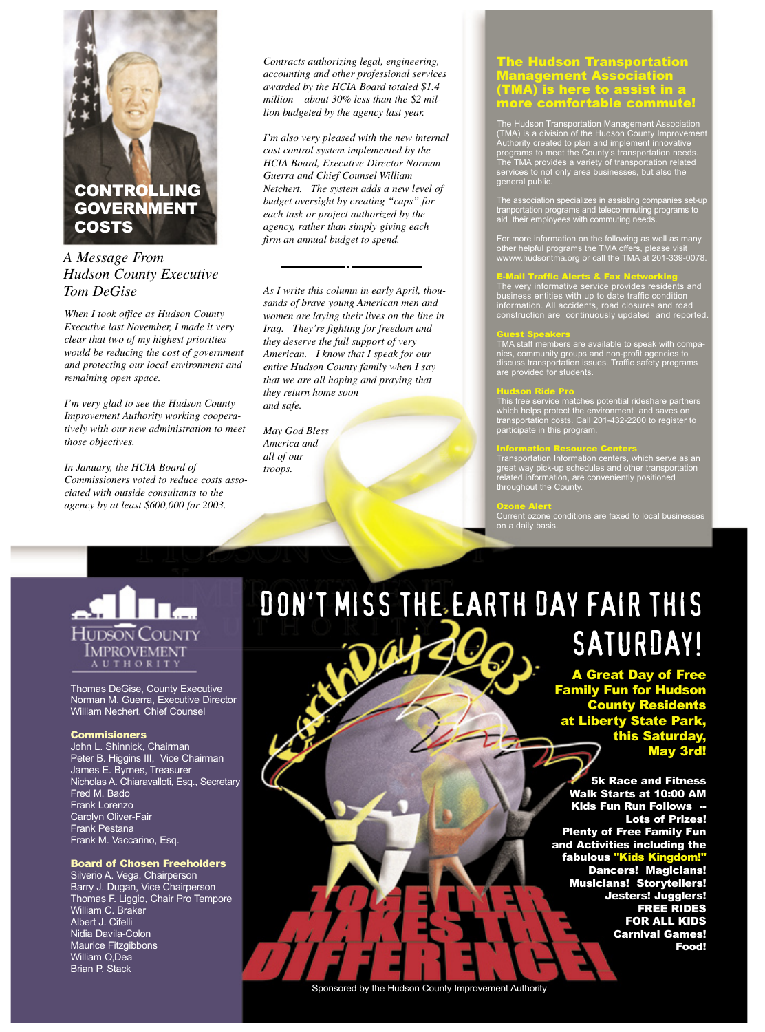## CONTROLLING GOVERNMENT COSTS

*A Message From Hudson County Executive Tom DeGise*

*When I took office as Hudson County Executive last November, I made it very clear that two of my highest priorities would be reducing the cost of government and protecting our local environment and remaining open space.*

*I'm very glad to see the Hudson County Improvement Authority working cooperatively with our new administration to meet those objectives.*

*In January, the HCIA Board of Commissioners voted to reduce costs associated with outside consultants to the agency by at least $600,000 for 2003.*

*Contracts authorizing legal, engineering, accounting and other professional services awarded by the HCIA Board totaled $1.4 million – about 30% less than the $2 million budgeted by the agency last year.*

*I'm also very pleased with the new internal cost control system implemented by the HCIA Board, Executive Director Norman Guerra and Chief Counsel William Netchert. The system adds a new level of budget oversight by creating "caps" for each task or project authorized by the agency, rather than simply giving each firm an annual budget to spend.*

---

*As I write this column in early April, thousands of brave young American men and women are laying their lives on the line in Iraq. They're fighting for freedom and they deserve the full support of very American. I know that I speak for our entire Hudson County family when I say that we are all hoping and praying that they return home soon and safe.*

*May God Bless America and all of our troops.*

## The Hudson Transportation Management Association (TMA) is here to assist in a more comfortable commute!

The Hudson Transportation Management Association (TMA) is a division of the Hudson County Improvement Authority created to plan and implement innovative programs to meet the County's transportation needs. The TMA provides a variety of transportation related services to not only area businesses, but also the general public.

The association specializes in assisting companies set-up tranportation programs and telecommuting programs to aid their employees with commuting needs.

For more information on the following as well as many other helpful programs the TMA offers, please visit wwww.hudsontma.org or call the TMA at 201-339-0078.

**E-Mail Traffic Alerts & Fax Networking**
The very informative service provides residents and business entities with up to date traffic condition information. All accidents, road closures and road construction are continuously updated and reported.

**Guest Speakers**
TMA staff members are available to speak with companies, community groups and non-profit agencies to discuss transportation issues. Traffic safety programs are provided for students.

**Hudson Ride Pro**
This free service matches potential rideshare partners which helps protect the environment and saves on transportation costs. Call 201-432-2200 to register to participate in this program.

**Information Resource Centers**
Transportation Information centers, which serve as an great way pick-up schedules and other transportation related information, are conveniently positioned throughout the County.

**Ozone Alert**
Current ozone conditions are faxed to local businesses on a daily basis.

## Hudson County Improvement Authority

Thomas DeGise, County Executive
Norman M. Guerra, Executive Director
William Nechert, Chief Counsel

**Commisioners**
John L. Shinnick, Chairman
Peter B. Higgins III, Vice Chairman
James E. Byrnes, Treasurer
Nicholas A. Chiaravalloti, Esq., Secretary
Fred M. Bado
Frank Lorenzo
Carolyn Oliver-Fair
Frank Pestana
Frank M. Vaccarino, Esq.

**Board of Chosen Freeholders**
Silverio A. Vega, Chairperson
Barry J. Dugan, Vice Chairperson
Thomas F. Liggio, Chair Pro Tempore
William C. Braker
Albert J. Cifelli
Nidia Davila-Colon
Maurice Fitzgibbons
William O,Dea
Brian P. Stack

## DON'T MISS THE EARTH DAY FAIR THIS SATURDAY!

Earth Day 2003

**A Great Day of Free Family Fun for Hudson County Residents at Liberty State Park, this Saturday, May 3rd!**

**5k Race and Fitness Walk Starts at 10:00 AM**
**Kids Fun Run Follows -- Lots of Prizes!**
**Plenty of Free Family Fun and Activities including the fabulous "Kids Kingdom!"**
**Dancers! Magicians! Musicians! Storytellers! Jesters! Jugglers!**
**FREE RIDES FOR ALL KIDS**
**Carnival Games!**
**Food!**

TOGETHER MAKES THE DIFFERENCE!

Sponsored by the Hudson County Improvement Authority